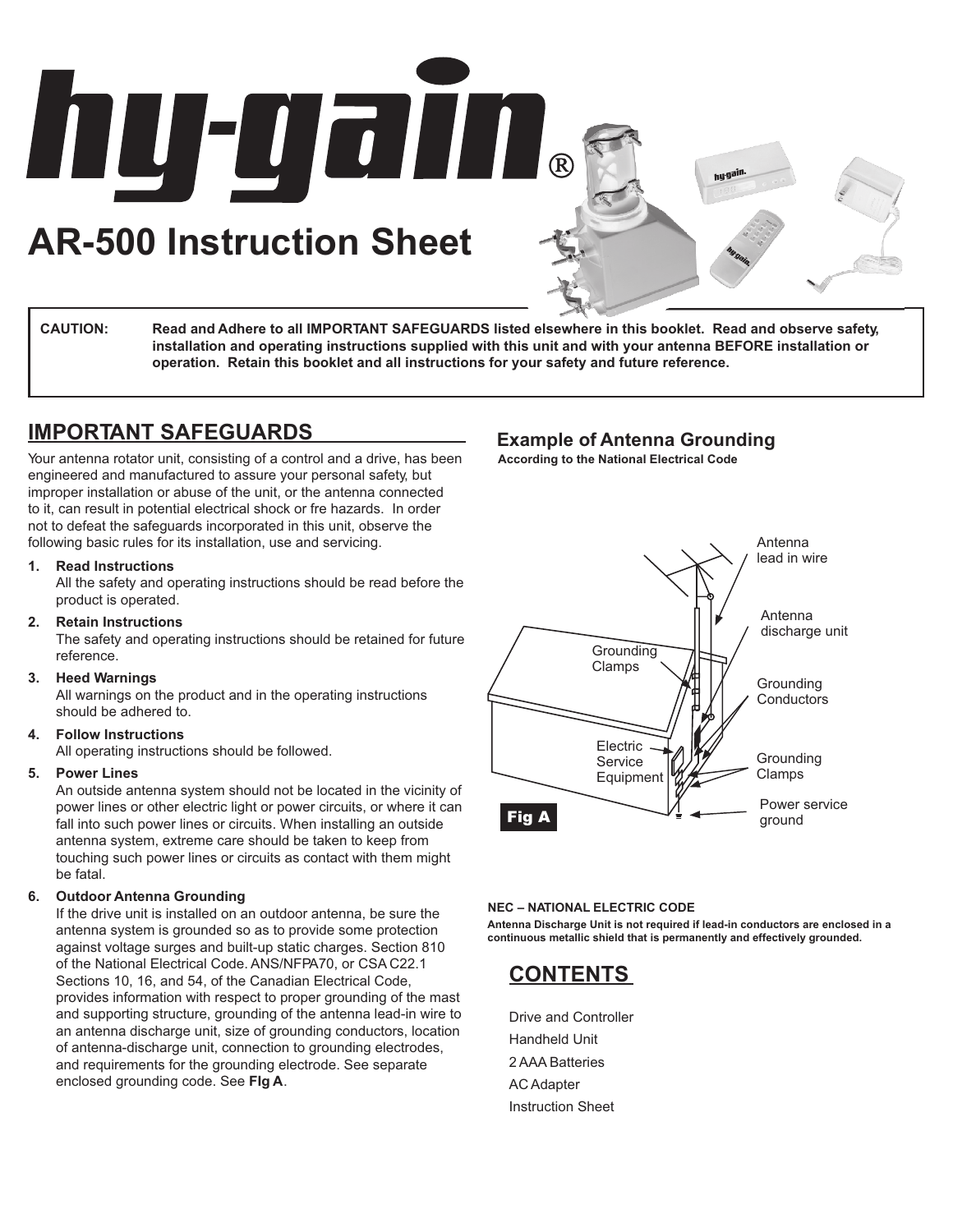# hy-gain®

# AR-500 Instruction Sheet

**CAUTION:** **Read and Adhere to all IMPORTANT SAFEGUARDS listed elsewhere in this booklet. Read and observe safety, installation and operating instructions supplied with this unit and with your antenna BEFORE installation or operation. Retain this booklet and all instructions for your safety and future reference.**

## IMPORTANT SAFEGUARDS

Your antenna rotator unit, consisting of a control and a drive, has been engineered and manufactured to assure your personal safety, but improper installation or abuse of the unit, or the antenna connected to it, can result in potential electrical shock or fre hazards. In order not to defeat the safeguards incorporated in this unit, observe the following basic rules for its installation, use and servicing.

1. **Read Instructions**
   All the safety and operating instructions should be read before the product is operated.
2. **Retain Instructions**
   The safety and operating instructions should be retained for future reference.
3. **Heed Warnings**
   All warnings on the product and in the operating instructions should be adhered to.
4. **Follow Instructions**
   All operating instructions should be followed.
5. **Power Lines**
   An outside antenna system should not be located in the vicinity of power lines or other electric light or power circuits, or where it can fall into such power lines or circuits. When installing an outside antenna system, extreme care should be taken to keep from touching such power lines or circuits as contact with them might be fatal.
6. **Outdoor Antenna Grounding**
   If the drive unit is installed on an outdoor antenna, be sure the antenna system is grounded so as to provide some protection against voltage surges and built-up static charges. Section 810 of the National Electrical Code. ANS/NFPA70, or CSA C22.1 Sections 10, 16, and 54, of the Canadian Electrical Code, provides information with respect to proper grounding of the mast and supporting structure, grounding of the antenna lead-in wire to an antenna discharge unit, size of grounding conductors, location of antenna-discharge unit, connection to grounding electrodes, and requirements for the grounding electrode. See separate enclosed grounding code. See **FIg A**.

## Example of Antenna Grounding

**According to the National Electrical Code**

Antenna lead in wire

Antenna discharge unit

Grounding Clamps

Grounding Conductors

Electric Service Equipment

Grounding Clamps

Power service ground

**Fig A**

**NEC – NATIONAL ELECTRIC CODE**

**Antenna Discharge Unit is not required if lead-in conductors are enclosed in a continuous metallic shield that is permanently and effectively grounded.**

## CONTENTS

Drive and Controller

Handheld Unit

2 AAA Batteries

AC Adapter

Instruction Sheet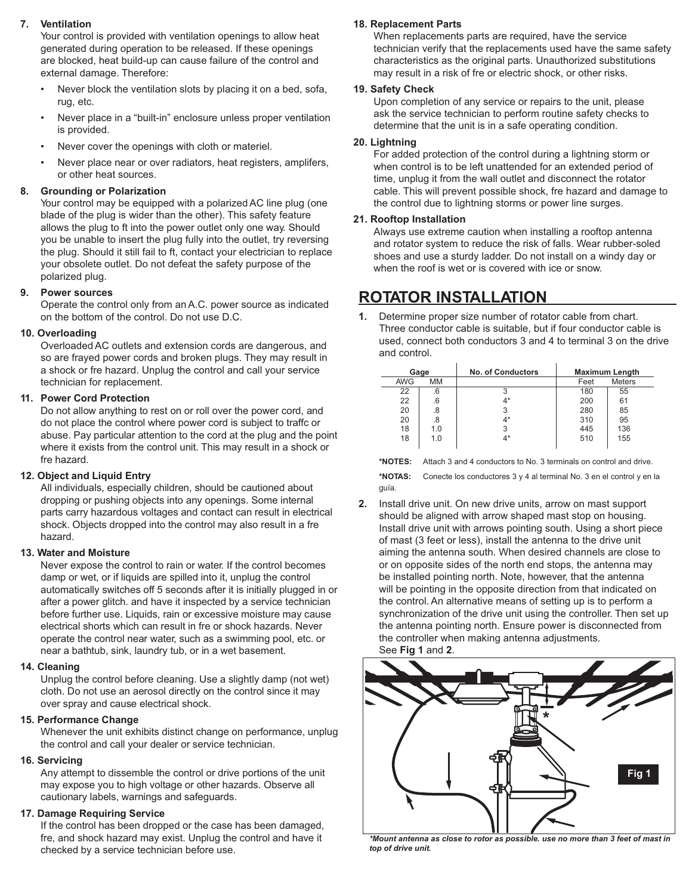**7. Ventilation**

Your control is provided with ventilation openings to allow heat generated during operation to be released. If these openings are blocked, heat build-up can cause failure of the control and external damage. Therefore:

- Never block the ventilation slots by placing it on a bed, sofa, rug, etc.
- Never place in a “built-in” enclosure unless proper ventilation is provided.
- Never cover the openings with cloth or materiel.
- Never place near or over radiators, heat registers, amplifers, or other heat sources.

**8. Grounding or Polarization**

Your control may be equipped with a polarized AC line plug (one blade of the plug is wider than the other). This safety feature allows the plug to ft into the power outlet only one way. Should you be unable to insert the plug fully into the outlet, try reversing the plug. Should it still fail to ft, contact your electrician to replace your obsolete outlet. Do not defeat the safety purpose of the polarized plug.

**9. Power sources**

Operate the control only from an A.C. power source as indicated on the bottom of the control. Do not use D.C.

**10. Overloading**

Overloaded AC outlets and extension cords are dangerous, and so are frayed power cords and broken plugs. They may result in a shock or fre hazard. Unplug the control and call your service technician for replacement.

**11. Power Cord Protection**

Do not allow anything to rest on or roll over the power cord, and do not place the control where power cord is subject to traffc or abuse. Pay particular attention to the cord at the plug and the point where it exists from the control unit. This may result in a shock or fre hazard.

**12. Object and Liquid Entry**

All individuals, especially children, should be cautioned about dropping or pushing objects into any openings. Some internal parts carry hazardous voltages and contact can result in electrical shock. Objects dropped into the control may also result in a fre hazard.

**13. Water and Moisture**

Never expose the control to rain or water. If the control becomes damp or wet, or if liquids are spilled into it, unplug the control automatically switches off 5 seconds after it is initially plugged in or after a power glitch. and have it inspected by a service technician before further use. Liquids, rain or excessive moisture may cause electrical shorts which can result in fre or shock hazards. Never operate the control near water, such as a swimming pool, etc. or near a bathtub, sink, laundry tub, or in a wet basement.

**14. Cleaning**

Unplug the control before cleaning. Use a slightly damp (not wet) cloth. Do not use an aerosol directly on the control since it may over spray and cause electrical shock.

**15. Performance Change**

Whenever the unit exhibits distinct change on performance, unplug the control and call your dealer or service technician.

**16. Servicing**

Any attempt to dissemble the control or drive portions of the unit may expose you to high voltage or other hazards. Observe all cautionary labels, warnings and safeguards.

**17. Damage Requiring Service**

If the control has been dropped or the case has been damaged, fre, and shock hazard may exist. Unplug the control and have it checked by a service technician before use.

**18. Replacement Parts**

When replacements parts are required, have the service technician verify that the replacements used have the same safety characteristics as the original parts. Unauthorized substitutions may result in a risk of fre or electric shock, or other risks.

**19. Safety Check**

Upon completion of any service or repairs to the unit, please ask the service technician to perform routine safety checks to determine that the unit is in a safe operating condition.

**20. Lightning**

For added protection of the control during a lightning storm or when control is to be left unattended for an extended period of time, unplug it from the wall outlet and disconnect the rotator cable. This will prevent possible shock, fre hazard and damage to the control due to lightning storms or power line surges.

**21. Rooftop Installation**

Always use extreme caution when installing a rooftop antenna and rotator system to reduce the risk of falls. Wear rubber-soled shoes and use a sturdy ladder. Do not install on a windy day or when the roof is wet or is covered with ice or snow.

## ROTATOR INSTALLATION

**1.** Determine proper size number of rotator cable from chart. Three conductor cable is suitable, but if four conductor cable is used, connect both conductors 3 and 4 to terminal 3 on the drive and control.

| Gage | | No. of Conductors | Maximum Length | |
|---|---|---|---|---|
| AWG | MM | | Feet | Meters |
| 22 | .6 | 3 | 180 | 55 |
| 22 | .6 | 4* | 200 | 61 |
| 20 | .8 | 3 | 280 | 85 |
| 20 | .8 | 4* | 310 | 95 |
| 18 | 1.0 | 3 | 445 | 136 |
| 18 | 1.0 | 4* | 510 | 155 |

**\*NOTES:** Attach 3 and 4 conductors to No. 3 terminals on control and drive.

**\*NOTAS:** Conecte los conductores 3 y 4 al terminal No. 3 en el control y en la guía.

**2.** Install drive unit. On new drive units, arrow on mast support should be aligned with arrow shaped mast stop on housing. Install drive unit with arrows pointing south. Using a short piece of mast (3 feet or less), install the antenna to the drive unit aiming the antenna south. When desired channels are close to or on opposite sides of the north end stops, the antenna may be installed pointing north. Note, however, that the antenna will be pointing in the opposite direction from that indicated on the control. An alternative means of setting up is to perform a synchronization of the drive unit using the controller. Then set up the antenna pointing north. Ensure power is disconnected from the controller when making antenna adjustments. See **Fig 1** and **2**.

**Fig 1**

*\*Mount antenna as close to rotor as possible. use no more than 3 feet of mast in top of drive unit.*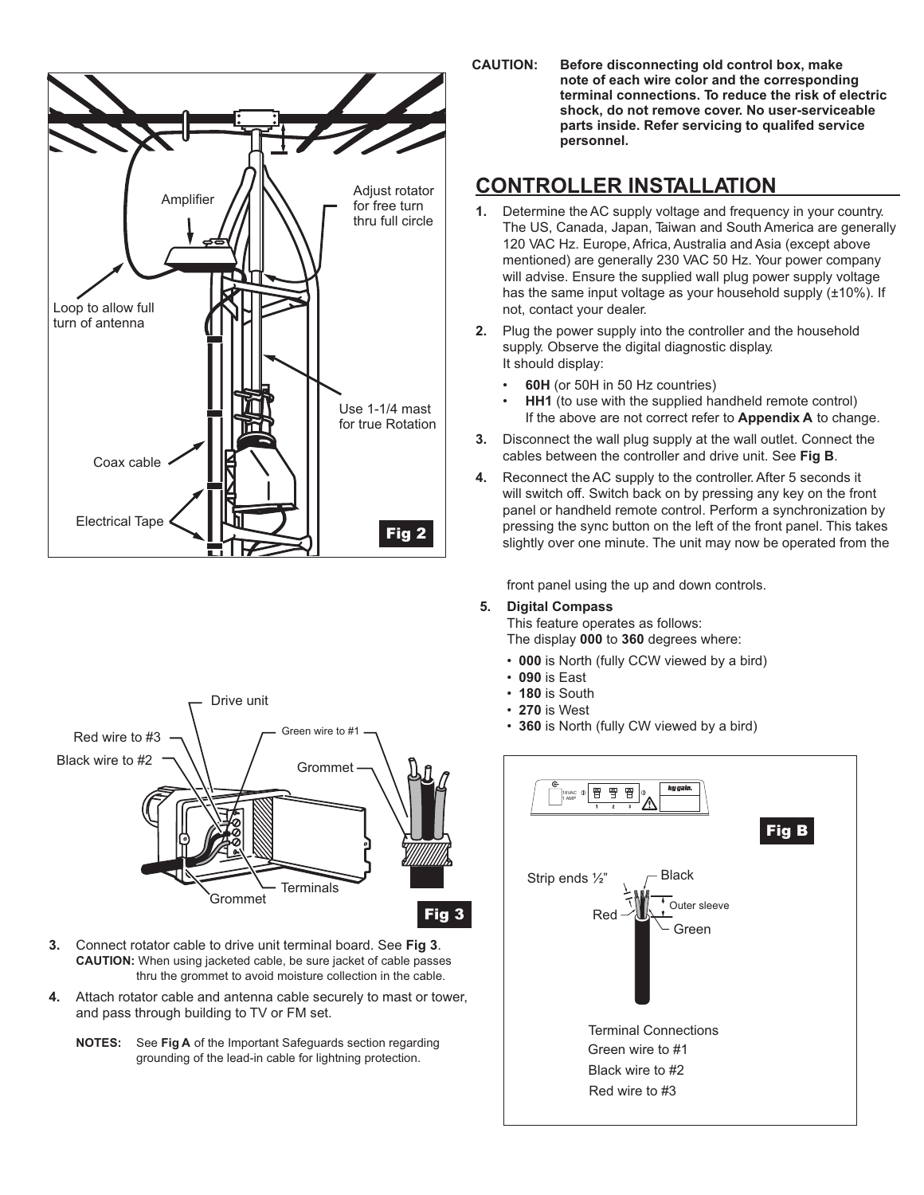Fig 2

Amplifier

Adjust rotator for free turn thru full circle

Loop to allow full turn of antenna

Use 1-1/4 mast for true Rotation

Coax cable

Electrical Tape

Drive unit

Red wire to #3

Black wire to #2

Green wire to #1

Grommet

Terminals

Grommet

Fig 3

3. Connect rotator cable to drive unit terminal board. See **Fig 3**.
   **CAUTION:** When using jacketed cable, be sure jacket of cable passes thru the grommet to avoid moisture collection in the cable.

4. Attach rotator cable and antenna cable securely to mast or tower, and pass through building to TV or FM set.

   **NOTES:** See **Fig A** of the Important Safeguards section regarding grounding of the lead-in cable for lightning protection.

**CAUTION: Before disconnecting old control box, make note of each wire color and the corresponding terminal connections. To reduce the risk of electric shock, do not remove cover. No user-serviceable parts inside. Refer servicing to qualifed service personnel.**

## CONTROLLER INSTALLATION

1. Determine the AC supply voltage and frequency in your country. The US, Canada, Japan, Taiwan and South America are generally 120 VAC Hz. Europe, Africa, Australia and Asia (except above mentioned) are generally 230 VAC 50 Hz. Your power company will advise. Ensure the supplied wall plug power supply voltage has the same input voltage as your household supply (±10%). If not, contact your dealer.

2. Plug the power supply into the controller and the household supply. Observe the digital diagnostic display. It should display:
   - **60H** (or 50H in 50 Hz countries)
   - **HH1** (to use with the supplied handheld remote control)
   If the above are not correct refer to **Appendix A** to change.

3. Disconnect the wall plug supply at the wall outlet. Connect the cables between the controller and drive unit. See **Fig B**.

4. Reconnect the AC supply to the controller. After 5 seconds it will switch off. Switch back on by pressing any key on the front panel or handheld remote control. Perform a synchronization by pressing the sync button on the left of the front panel. This takes slightly over one minute. The unit may now be operated from the front panel using the up and down controls.

5. **Digital Compass**
   This feature operates as follows:
   The display **000** to **360** degrees where:
   - **000** is North (fully CCW viewed by a bird)
   - **090** is East
   - **180** is South
   - **270** is West
   - **360** is North (fully CW viewed by a bird)

18VAC 1 AMP

1 2 3

hy-gain.

Fig B

Strip ends ½"

Black

Outer sleeve

Red

Green

Terminal Connections
Green wire to #1
Black wire to #2
Red wire to #3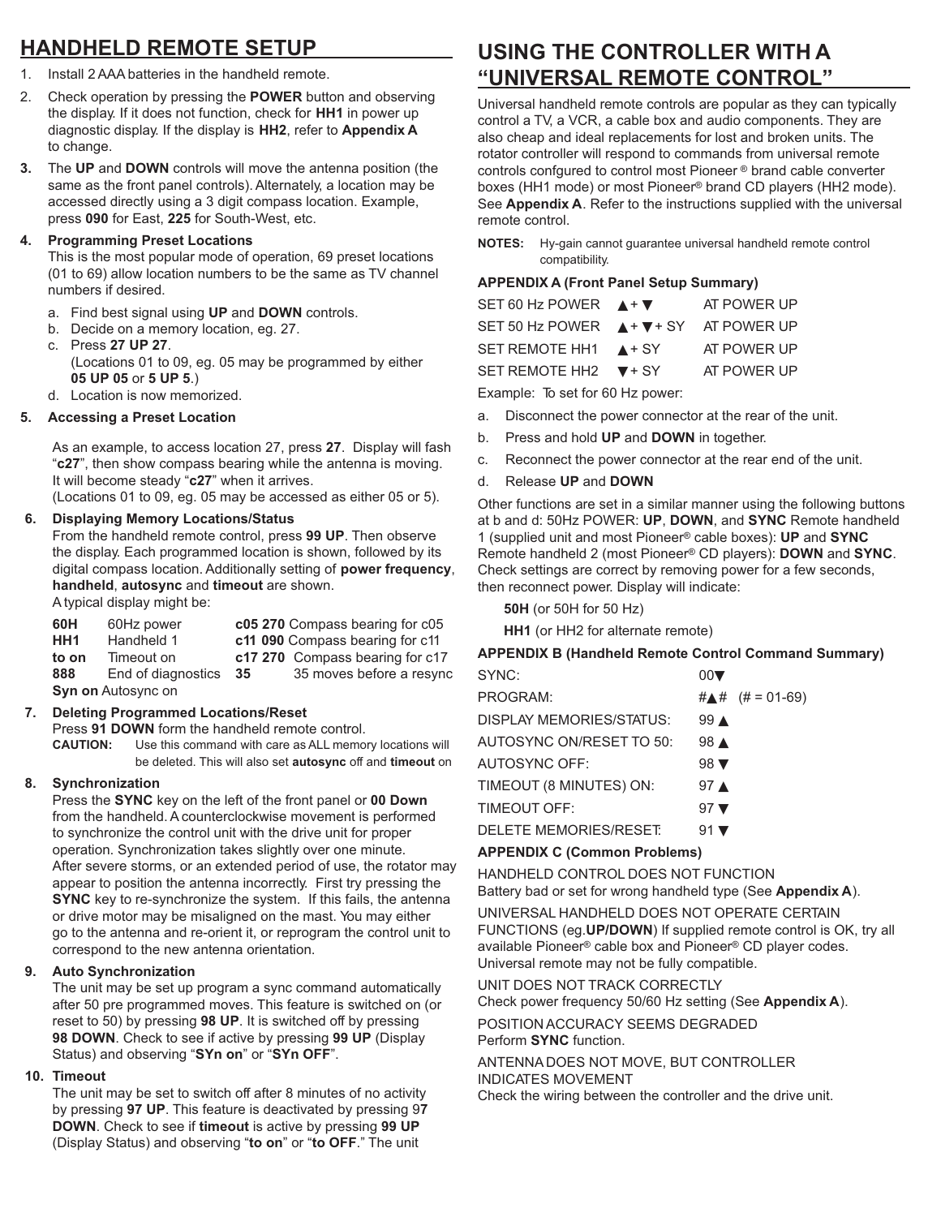## HANDHELD REMOTE SETUP

1. Install 2 AAA batteries in the handheld remote.
2. Check operation by pressing the **POWER** button and observing the display. If it does not function, check for **HH1** in power up diagnostic display. If the display is **HH2**, refer to **Appendix A** to change.
3. The **UP** and **DOWN** controls will move the antenna position (the same as the front panel controls). Alternately, a location may be accessed directly using a 3 digit compass location. Example, press **090** for East, **225** for South-West, etc.
4. **Programming Preset Locations**
   This is the most popular mode of operation, 69 preset locations (01 to 69) allow location numbers to be the same as TV channel numbers if desired.
   a. Find best signal using **UP** and **DOWN** controls.
   b. Decide on a memory location, eg. 27.
   c. Press **27 UP 27**.
      (Locations 01 to 09, eg. 05 may be programmed by either **05 UP 05** or **5 UP 5**.)
   d. Location is now memorized.
5. **Accessing a Preset Location**

   As an example, to access location 27, press **27**. Display will fash "**c27**", then show compass bearing while the antenna is moving. It will become steady "**c27**" when it arrives.
   (Locations 01 to 09, eg. 05 may be accessed as either 05 or 5).
6. **Displaying Memory Locations/Status**
   From the handheld remote control, press **99 UP**. Then observe the display. Each programmed location is shown, followed by its digital compass location. Additionally setting of **power frequency**, **handheld**, **autosync** and **timeout** are shown.
   A typical display might be:

| | | | |
|---|---|---|---|
| **60H** | 60Hz power | **c05 270** | Compass bearing for c05 |
| **HH1** | Handheld 1 | **c11 090** | Compass bearing for c11 |
| **to on** | Timeout on | **c17 270** | Compass bearing for c17 |
| **888** | End of diagnostics | **35** | 35 moves before a resync |
| **Syn on** | Autosync on | | |

7. **Deleting Programmed Locations/Reset**
   Press **91 DOWN** form the handheld remote control.
   **CAUTION:** Use this command with care as ALL memory locations will be deleted. This will also set **autosync** off and **timeout** on
8. **Synchronization**
   Press the **SYNC** key on the left of the front panel or **00 Down** from the handheld. A counterclockwise movement is performed to synchronize the control unit with the drive unit for proper operation. Synchronization takes slightly over one minute.
   After severe storms, or an extended period of use, the rotator may appear to position the antenna incorrectly. First try pressing the **SYNC** key to re-synchronize the system. If this fails, the antenna or drive motor may be misaligned on the mast. You may either go to the antenna and re-orient it, or reprogram the control unit to correspond to the new antenna orientation.
9. **Auto Synchronization**
   The unit may be set up program a sync command automatically after 50 pre programmed moves. This feature is switched on (or reset to 50) by pressing **98 UP**. It is switched off by pressing **98 DOWN**. Check to see if active by pressing **99 UP** (Display Status) and observing "**SYn on**" or "**SYn OFF**".
10. **Timeout**
    The unit may be set to switch off after 8 minutes of no activity by pressing **97 UP**. This feature is deactivated by pressing 9**7 DOWN**. Check to see if **timeout** is active by pressing **99 UP** (Display Status) and observing "**to on**" or "**to OFF**." The unit

## USING THE CONTROLLER WITH A "UNIVERSAL REMOTE CONTROL"

Universal handheld remote controls are popular as they can typically control a TV, a VCR, a cable box and audio components. They are also cheap and ideal replacements for lost and broken units. The rotator controller will respond to commands from universal remote controls confgured to control most Pioneer ® brand cable converter boxes (HH1 mode) or most Pioneer® brand CD players (HH2 mode). See **Appendix A**. Refer to the instructions supplied with the universal remote control.

**NOTES:** Hy-gain cannot guarantee universal handheld remote control compatibility.

**APPENDIX A (Front Panel Setup Summary)**

| | | |
|---|---|---|
| SET 60 Hz POWER | ▲+ ▼ | AT POWER UP |
| SET 50 Hz POWER | ▲+ ▼+ SY | AT POWER UP |
| SET REMOTE HH1 | ▲+ SY | AT POWER UP |
| SET REMOTE HH2 | ▼+ SY | AT POWER UP |

Example: To set for 60 Hz power:

a. Disconnect the power connector at the rear of the unit.
b. Press and hold **UP** and **DOWN** in together.
c. Reconnect the power connector at the rear end of the unit.
d. Release **UP** and **DOWN**

Other functions are set in a similar manner using the following buttons at b and d: 50Hz POWER: **UP**, **DOWN**, and **SYNC** Remote handheld 1 (supplied unit and most Pioneer® cable boxes): **UP** and **SYNC** Remote handheld 2 (most Pioneer® CD players): **DOWN** and **SYNC**. Check settings are correct by removing power for a few seconds, then reconnect power. Display will indicate:

**50H** (or 50H for 50 Hz)

**HH1** (or HH2 for alternate remote)

**APPENDIX B (Handheld Remote Control Command Summary)**

| | |
|---|---|
| SYNC: | 00▼ |
| PROGRAM: | #▲# (# = 01-69) |
| DISPLAY MEMORIES/STATUS: | 99 ▲ |
| AUTOSYNC ON/RESET TO 50: | 98 ▲ |
| AUTOSYNC OFF: | 98 ▼ |
| TIMEOUT (8 MINUTES) ON: | 97 ▲ |
| TIMEOUT OFF: | 97 ▼ |
| DELETE MEMORIES/RESET: | 91 ▼ |

**APPENDIX C (Common Problems)**

HANDHELD CONTROL DOES NOT FUNCTION
Battery bad or set for wrong handheld type (See **Appendix A**).

UNIVERSAL HANDHELD DOES NOT OPERATE CERTAIN FUNCTIONS (eg.**UP/DOWN**) If supplied remote control is OK, try all available Pioneer® cable box and Pioneer® CD player codes. Universal remote may not be fully compatible.

UNIT DOES NOT TRACK CORRECTLY
Check power frequency 50/60 Hz setting (See **Appendix A**).

POSITION ACCURACY SEEMS DEGRADED
Perform **SYNC** function.

ANTENNA DOES NOT MOVE, BUT CONTROLLER INDICATES MOVEMENT
Check the wiring between the controller and the drive unit.